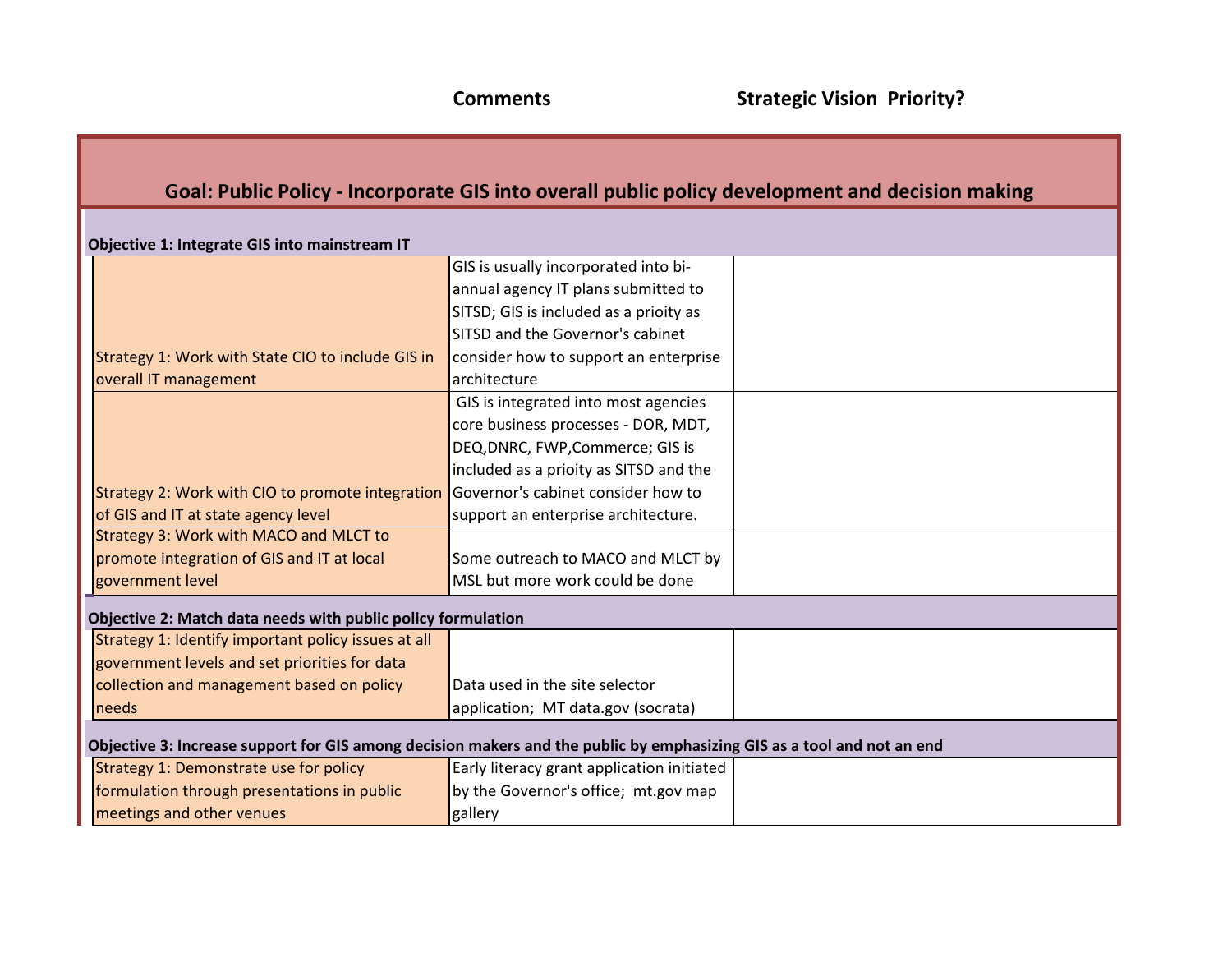| | Comments | Strategic Vision Priority? |
|---|---|---|
| **Goal: Public Policy - Incorporate GIS into overall public policy development and decision making** | | |
| **Objective 1: Integrate GIS into mainstream IT** | | |
| Strategy 1: Work with State CIO to include GIS in overall IT management | GIS is usually incorporated into bi-annual agency IT plans submitted to SITSD; GIS is included as a prioity as SITSD and the Governor's cabinet consider how to support an enterprise architecture | |
| Strategy 2: Work with CIO to promote integration of GIS and IT at state agency level | GIS is integrated into most agencies core business processes - DOR, MDT, DEQ,DNRC, FWP,Commerce; GIS is included as a prioity as SITSD and the Governor's cabinet consider how to support an enterprise architecture. | |
| Strategy 3: Work with MACO and MLCT to promote integration of GIS and IT at local government level | Some outreach to MACO and MLCT by MSL but more work could be done | |
| **Objective 2: Match data needs with public policy formulation** | | |
| Strategy 1: Identify important policy issues at all government levels and set priorities for data collection and management based on policy needs | Data used in the site selector application; MT data.gov (socrata) | |
| **Objective 3: Increase support for GIS among decision makers and the public by emphasizing GIS as a tool and not an end** | | |
| Strategy 1: Demonstrate use for policy formulation through presentations in public meetings and other venues | Early literacy grant application initiated by the Governor's office; mt.gov map gallery | |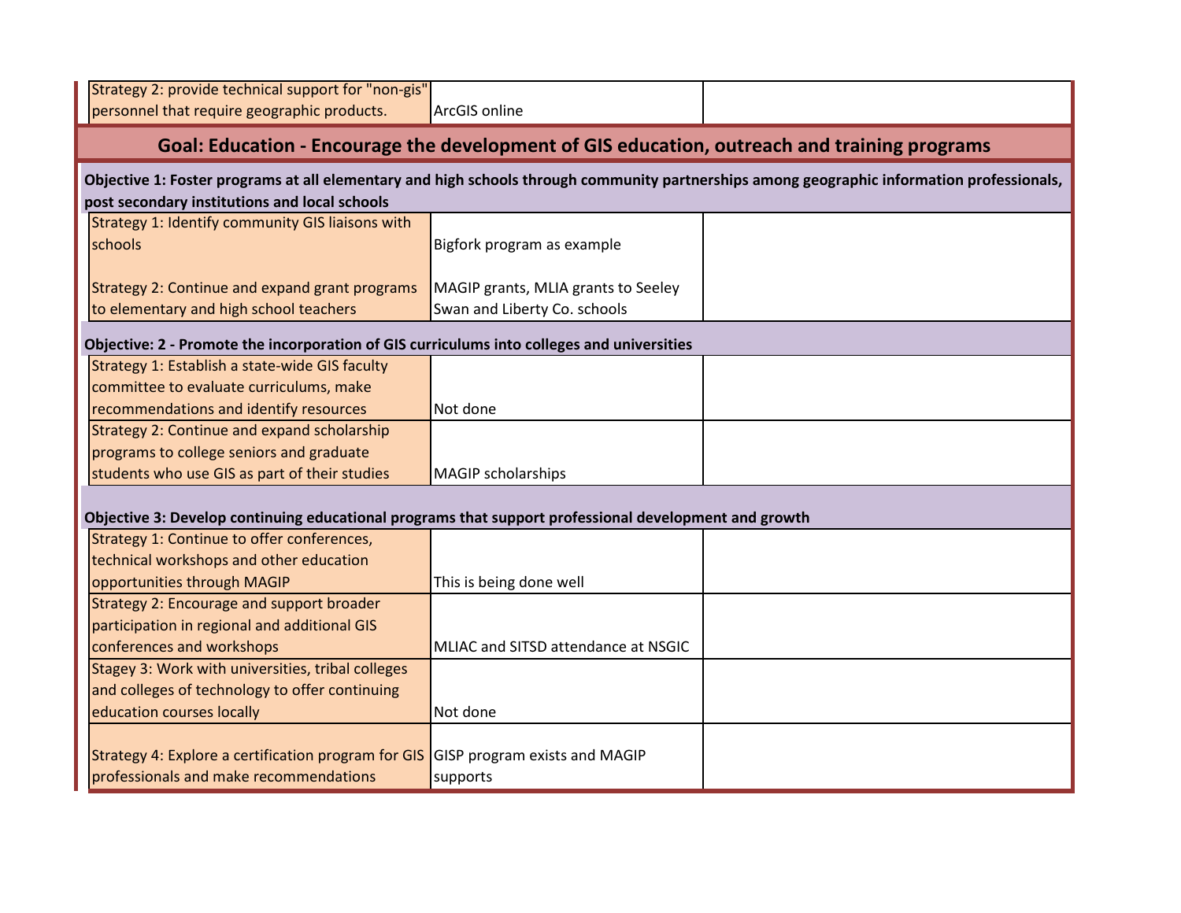| | | |
|---|---|---|
| Strategy 2: provide technical support for "non-gis" personnel that require geographic products. | ArcGIS online | |

## Goal: Education - Encourage the development of GIS education, outreach and training programs

**Objective 1: Foster programs at all elementary and high schools through community partnerships among geographic information professionals, post secondary institutions and local schools**

| | | |
|---|---|---|
| Strategy 1: Identify community GIS liaisons with schools | Bigfork program as example | |
| Strategy 2: Continue and expand grant programs to elementary and high school teachers | MAGIP grants, MLIA grants to Seeley Swan and Liberty Co. schools | |

**Objective: 2 - Promote the incorporation of GIS curriculums into colleges and universities**

| | | |
|---|---|---|
| Strategy 1: Establish a state-wide GIS faculty committee to evaluate curriculums, make recommendations and identify resources | Not done | |
| Strategy 2: Continue and expand scholarship programs to college seniors and graduate students who use GIS as part of their studies | MAGIP scholarships | |

**Objective 3: Develop continuing educational programs that support professional development and growth**

| | | |
|---|---|---|
| Strategy 1: Continue to offer conferences, technical workshops and other education opportunities through MAGIP | This is being done well | |
| Strategy 2: Encourage and support broader participation in regional and additional GIS conferences and workshops | MLIAC and SITSD attendance at NSGIC | |
| Stagey 3: Work with universities, tribal colleges and colleges of technology to offer continuing education courses locally | Not done | |
| Strategy 4: Explore a certification program for GIS professionals and make recommendations | GISP program exists and MAGIP supports | |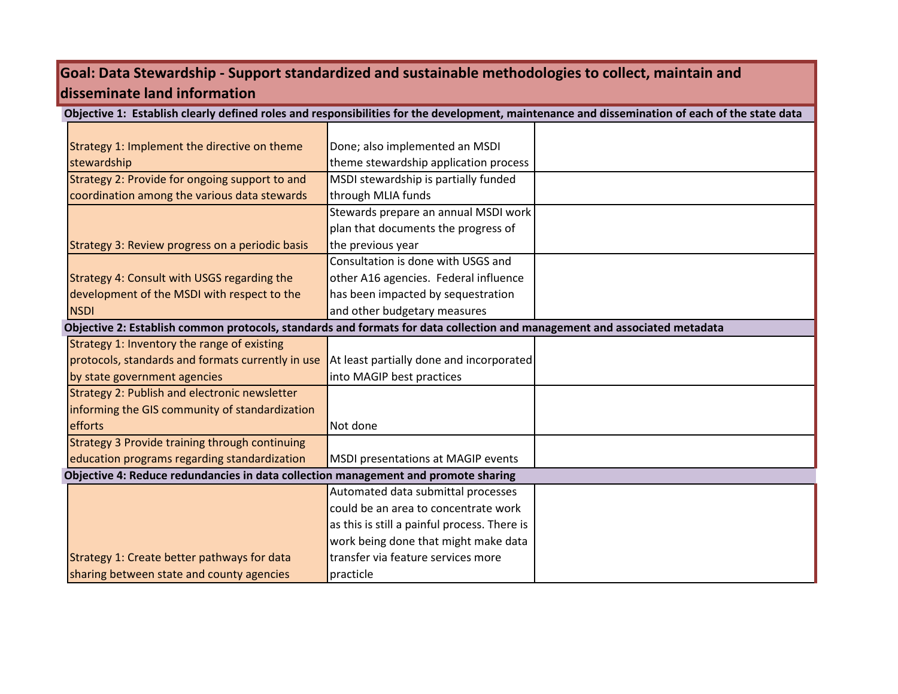## Goal: Data Stewardship - Support standardized and sustainable methodologies to collect, maintain and disseminate land information

| **Objective 1: Establish clearly defined roles and responsibilities for the development, maintenance and dissemination of each of the state data** | | |
|---|---|---|
| Strategy 1: Implement the directive on theme stewardship | Done; also implemented an MSDI theme stewardship application process | |
| Strategy 2: Provide for ongoing support to and coordination among the various data stewards | MSDI stewardship is partially funded through MLIA funds | |
| Strategy 3: Review progress on a periodic basis | Stewards prepare an annual MSDI work plan that documents the progress of the previous year | |
| Strategy 4: Consult with USGS regarding the development of the MSDI with respect to the NSDI | Consultation is done with USGS and other A16 agencies. Federal influence has been impacted by sequestration and other budgetary measures | |
| **Objective 2: Establish common protocols, standards and formats for data collection and management and associated metadata** | | |
| Strategy 1: Inventory the range of existing protocols, standards and formats currently in use by state government agencies | At least partially done and incorporated into MAGIP best practices | |
| Strategy 2: Publish and electronic newsletter informing the GIS community of standardization efforts | Not done | |
| Strategy 3 Provide training through continuing education programs regarding standardization | MSDI presentations at MAGIP events | |
| **Objective 4: Reduce redundancies in data collection management and promote sharing** | | |
| Strategy 1: Create better pathways for data sharing between state and county agencies | Automated data submittal processes could be an area to concentrate work as this is still a painful process. There is work being done that might make data transfer via feature services more practicle | |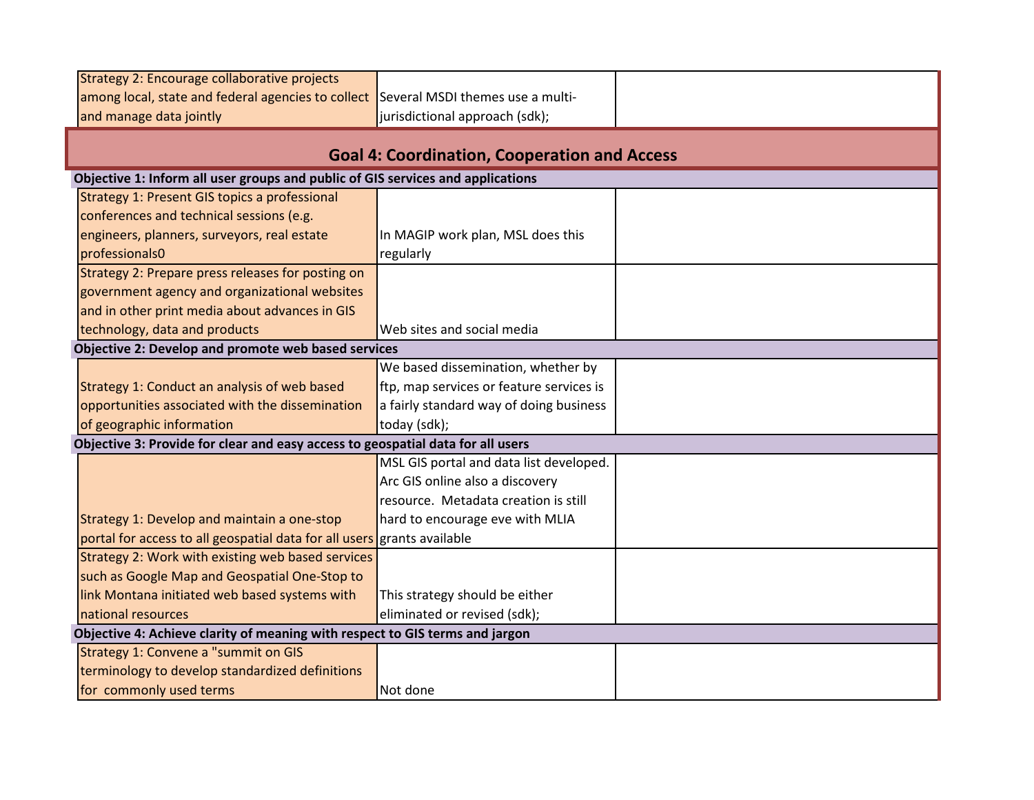| | | |
|---|---|---|
| Strategy 2: Encourage collaborative projects among local, state and federal agencies to collect and manage data jointly | Several MSDI themes use a multi-jurisdictional approach (sdk); | |

## Goal 4: Coordination, Cooperation and Access

| | | |
|---|---|---|
| **Objective 1: Inform all user groups and public of GIS services and applications** | | |
| Strategy 1: Present GIS topics a professional conferences and technical sessions (e.g. engineers, planners, surveyors, real estate professionals0 | In MAGIP work plan, MSL does this regularly | |
| Strategy 2: Prepare press releases for posting on government agency and organizational websites and in other print media about advances in GIS technology, data and products | Web sites and social media | |
| **Objective 2: Develop and promote web based services** | | |
| Strategy 1: Conduct an analysis of web based opportunities associated with the dissemination of geographic information | We based dissemination, whether by ftp, map services or feature services is a fairly standard way of doing business today (sdk); | |
| **Objective 3: Provide for clear and easy access to geospatial data for all users** | | |
| Strategy 1: Develop and maintain a one-stop portal for access to all geospatial data for all users | MSL GIS portal and data list developed. Arc GIS online also a discovery resource. Metadata creation is still hard to encourage eve with MLIA grants available | |
| Strategy 2: Work with existing web based services such as Google Map and Geospatial One-Stop to link Montana initiated web based systems with national resources | This strategy should be either eliminated or revised (sdk); | |
| **Objective 4: Achieve clarity of meaning with respect to GIS terms and jargon** | | |
| Strategy 1: Convene a "summit on GIS terminology to develop standardized definitions for commonly used terms | Not done | |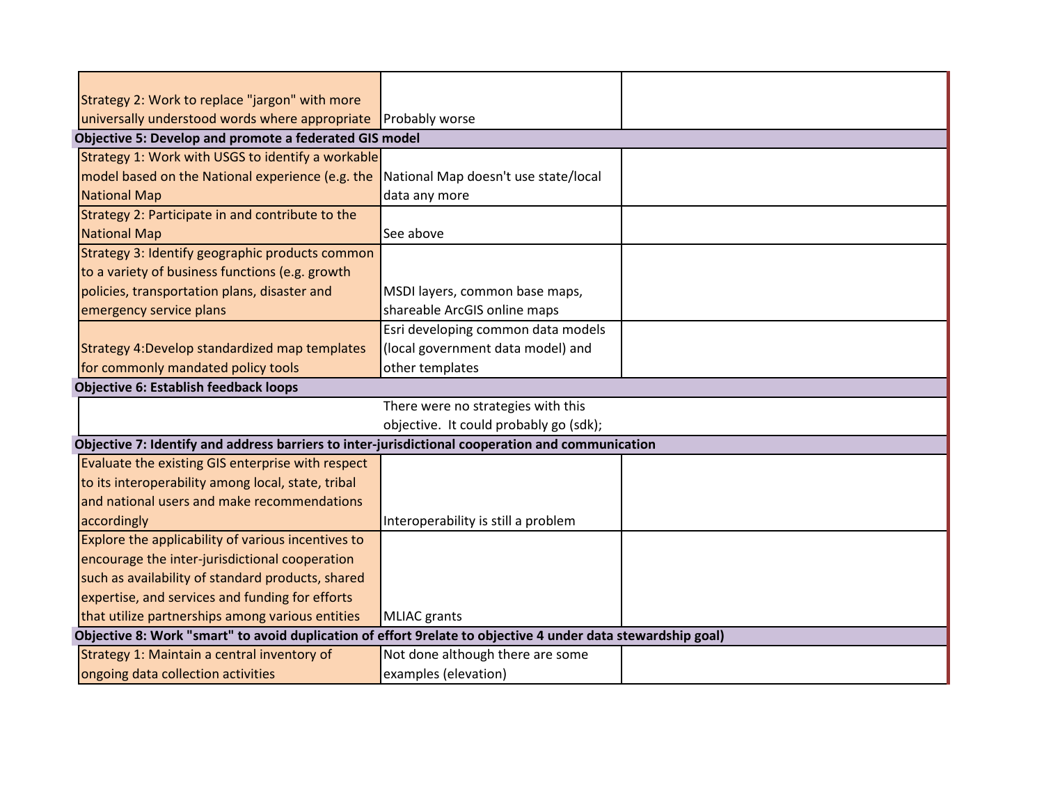| | | |
|---|---|---|
| Strategy 2: Work to replace "jargon" with more universally understood words where appropriate | Probably worse | |
| **Objective 5: Develop and promote a federated GIS model** | | |
| Strategy 1: Work with USGS to identify a workable model based on the National experience (e.g. the National Map | National Map doesn't use state/local data any more | |
| Strategy 2: Participate in and contribute to the National Map | See above | |
| Strategy 3: Identify geographic products common to a variety of business functions (e.g. growth policies, transportation plans, disaster and emergency service plans | MSDI layers, common base maps, shareable ArcGIS online maps | |
| Strategy 4:Develop standardized map templates for commonly mandated policy tools | Esri developing common data models (local government data model) and other templates | |
| **Objective 6: Establish feedback loops** | | |
| | There were no strategies with this objective. It could probably go (sdk); | |
| **Objective 7: Identify and address barriers to inter-jurisdictional cooperation and communication** | | |
| Evaluate the existing GIS enterprise with respect to its interoperability among local, state, tribal and national users and make recommendations accordingly | Interoperability is still a problem | |
| Explore the applicability of various incentives to encourage the inter-jurisdictional cooperation such as availability of standard products, shared expertise, and services and funding for efforts that utilize partnerships among various entities | MLIAC grants | |
| **Objective 8: Work "smart" to avoid duplication of effort 9relate to objective 4 under data stewardship goal)** | | |
| Strategy 1: Maintain a central inventory of ongoing data collection activities | Not done although there are some examples (elevation) | |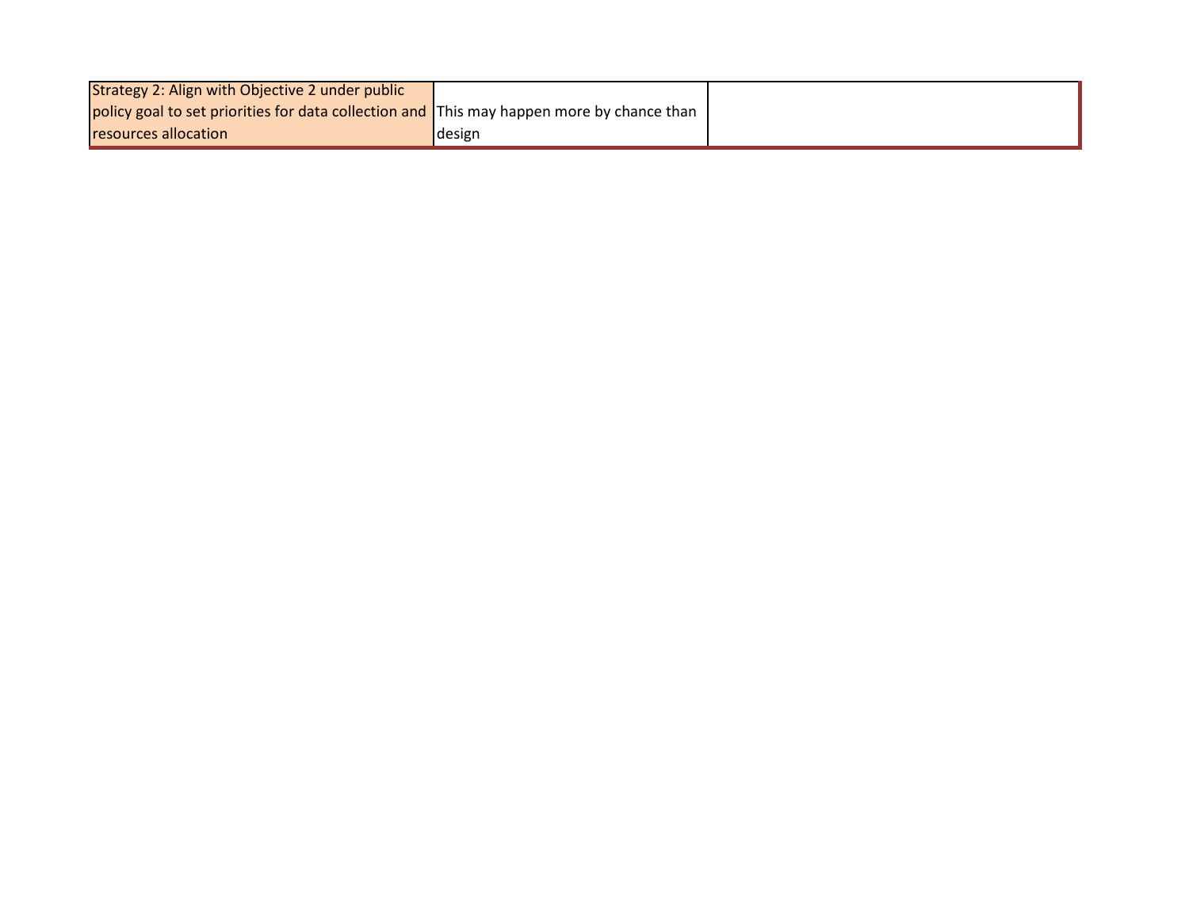| | | |
|---|---|---|
| Strategy 2: Align with Objective 2 under public policy goal to set priorities for data collection and resources allocation | This may happen more by chance than design | |